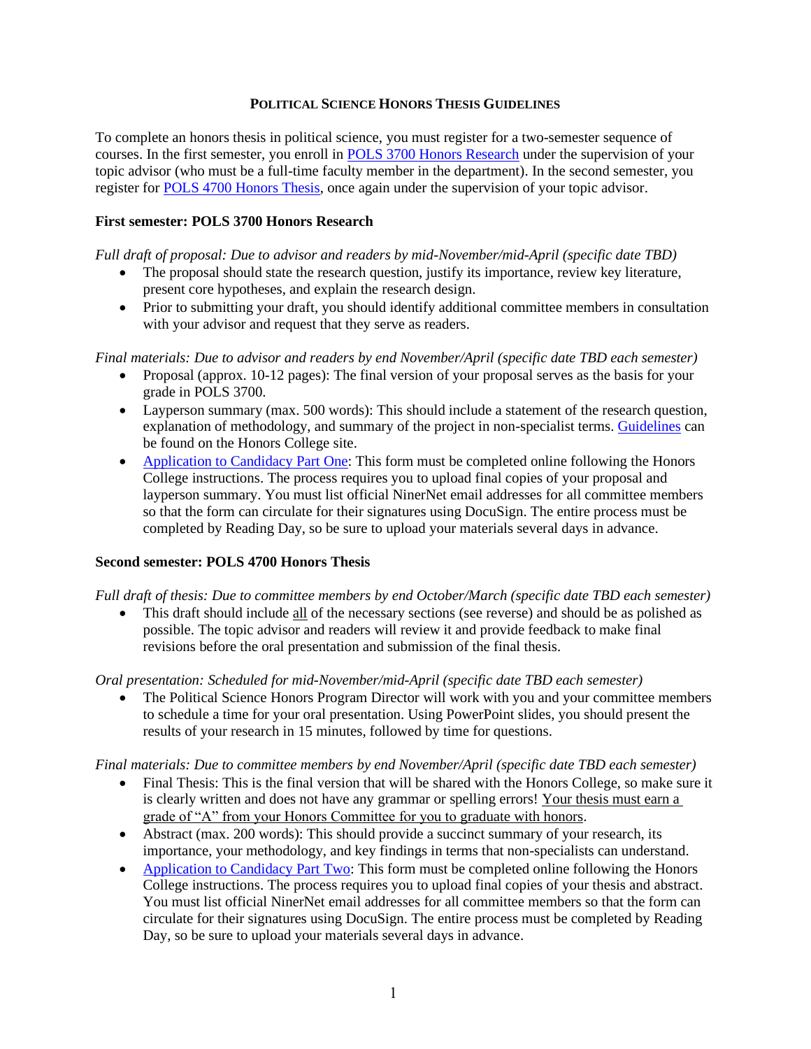# POLITICAL SCIENCE HONORS THESIS GUIDELINES

To complete an honors thesis in political science, you must register for a two-semester sequence of courses. In the first semester, you enroll in POLS 3700 Honors Research under the supervision of your topic advisor (who must be a full-time faculty member in the department). In the second semester, you register for POLS 4700 Honors Thesis, once again under the supervision of your topic advisor.

## First semester: POLS 3700 Honors Research

*Full draft of proposal: Due to advisor and readers by mid-November/mid-April (specific date TBD)*

- The proposal should state the research question, justify its importance, review key literature, present core hypotheses, and explain the research design.
- Prior to submitting your draft, you should identify additional committee members in consultation with your advisor and request that they serve as readers.

*Final materials: Due to advisor and readers by end November/April (specific date TBD each semester)*

- Proposal (approx. 10-12 pages): The final version of your proposal serves as the basis for your grade in POLS 3700.
- Layperson summary (max. 500 words): This should include a statement of the research question, explanation of methodology, and summary of the project in non-specialist terms. Guidelines can be found on the Honors College site.
- Application to Candidacy Part One: This form must be completed online following the Honors College instructions. The process requires you to upload final copies of your proposal and layperson summary. You must list official NinerNet email addresses for all committee members so that the form can circulate for their signatures using DocuSign. The entire process must be completed by Reading Day, so be sure to upload your materials several days in advance.

## Second semester: POLS 4700 Honors Thesis

*Full draft of thesis: Due to committee members by end October/March (specific date TBD each semester)*

- This draft should include all of the necessary sections (see reverse) and should be as polished as possible. The topic advisor and readers will review it and provide feedback to make final revisions before the oral presentation and submission of the final thesis.

*Oral presentation: Scheduled for mid-November/mid-April (specific date TBD each semester)*

- The Political Science Honors Program Director will work with you and your committee members to schedule a time for your oral presentation. Using PowerPoint slides, you should present the results of your research in 15 minutes, followed by time for questions.

*Final materials: Due to committee members by end November/April (specific date TBD each semester)*

- Final Thesis: This is the final version that will be shared with the Honors College, so make sure it is clearly written and does not have any grammar or spelling errors! Your thesis must earn a grade of "A" from your Honors Committee for you to graduate with honors.
- Abstract (max. 200 words): This should provide a succinct summary of your research, its importance, your methodology, and key findings in terms that non-specialists can understand.
- Application to Candidacy Part Two: This form must be completed online following the Honors College instructions. The process requires you to upload final copies of your thesis and abstract. You must list official NinerNet email addresses for all committee members so that the form can circulate for their signatures using DocuSign. The entire process must be completed by Reading Day, so be sure to upload your materials several days in advance.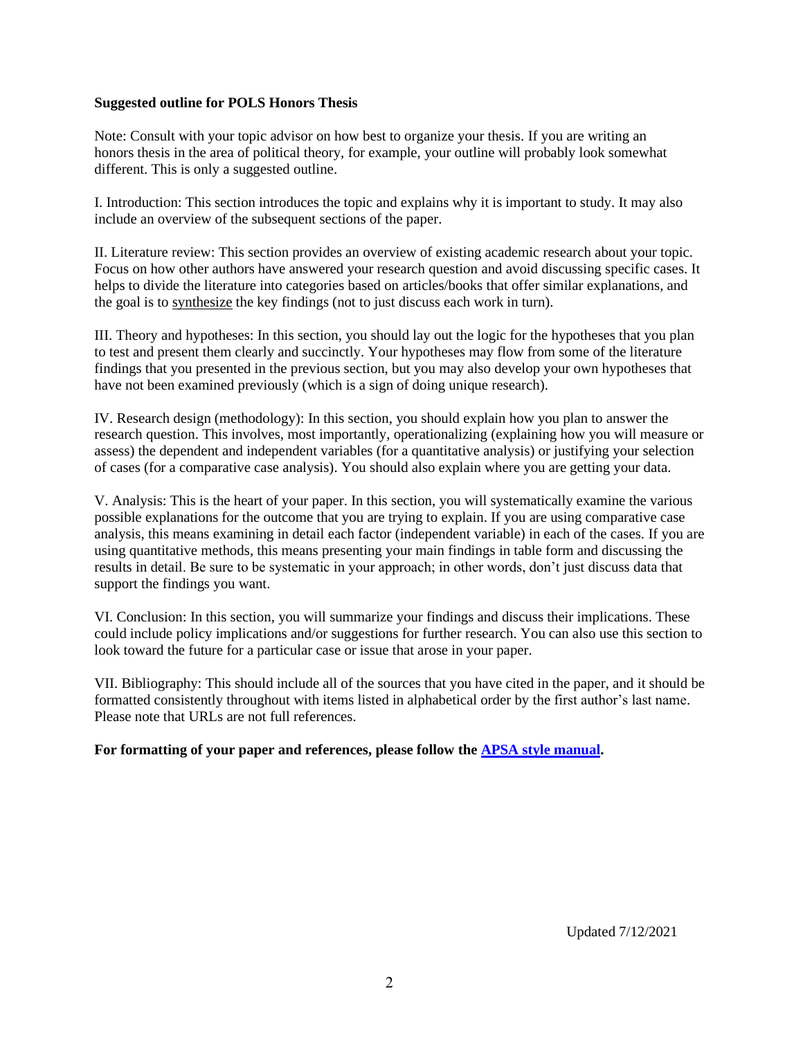**Suggested outline for POLS Honors Thesis**

Note: Consult with your topic advisor on how best to organize your thesis. If you are writing an honors thesis in the area of political theory, for example, your outline will probably look somewhat different. This is only a suggested outline.

I. Introduction: This section introduces the topic and explains why it is important to study. It may also include an overview of the subsequent sections of the paper.

II. Literature review: This section provides an overview of existing academic research about your topic. Focus on how other authors have answered your research question and avoid discussing specific cases. It helps to divide the literature into categories based on articles/books that offer similar explanations, and the goal is to <u>synthesize</u> the key findings (not to just discuss each work in turn).

III. Theory and hypotheses: In this section, you should lay out the logic for the hypotheses that you plan to test and present them clearly and succinctly. Your hypotheses may flow from some of the literature findings that you presented in the previous section, but you may also develop your own hypotheses that have not been examined previously (which is a sign of doing unique research).

IV. Research design (methodology): In this section, you should explain how you plan to answer the research question. This involves, most importantly, operationalizing (explaining how you will measure or assess) the dependent and independent variables (for a quantitative analysis) or justifying your selection of cases (for a comparative case analysis). You should also explain where you are getting your data.

V. Analysis: This is the heart of your paper. In this section, you will systematically examine the various possible explanations for the outcome that you are trying to explain. If you are using comparative case analysis, this means examining in detail each factor (independent variable) in each of the cases. If you are using quantitative methods, this means presenting your main findings in table form and discussing the results in detail. Be sure to be systematic in your approach; in other words, don't just discuss data that support the findings you want.

VI. Conclusion: In this section, you will summarize your findings and discuss their implications. These could include policy implications and/or suggestions for further research. You can also use this section to look toward the future for a particular case or issue that arose in your paper.

VII. Bibliography: This should include all of the sources that you have cited in the paper, and it should be formatted consistently throughout with items listed in alphabetical order by the first author's last name. Please note that URLs are not full references.

**For formatting of your paper and references, please follow the APSA style manual.**

Updated 7/12/2021